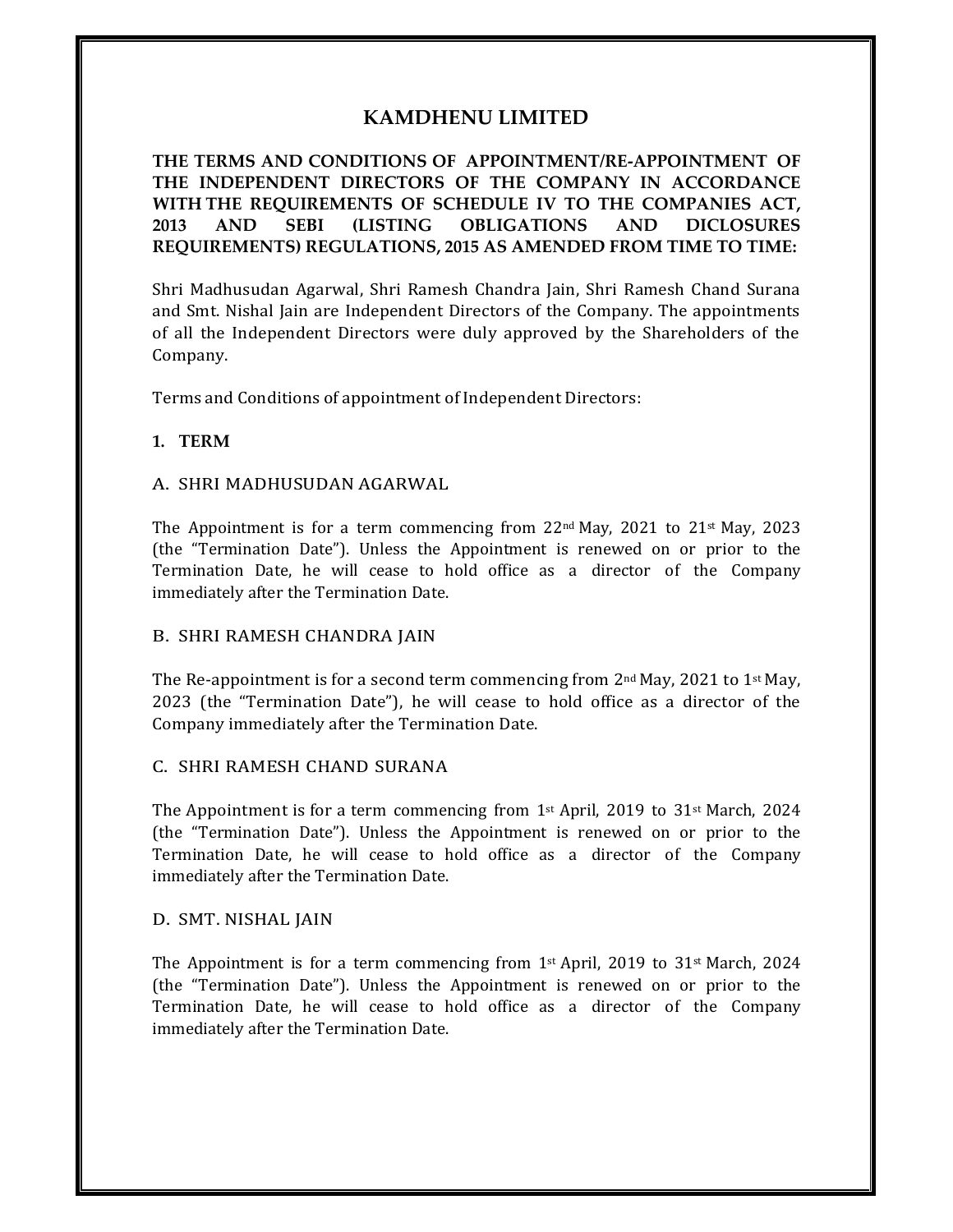# KAMDHENU LIMITED

**THE TERMS AND CONDITIONS OF APPOINTMENT/RE-APPOINTMENT OF THE INDEPENDENT DIRECTORS OF THE COMPANY IN ACCORDANCE WITH THE REQUIREMENTS OF SCHEDULE IV TO THE COMPANIES ACT, 2013 AND SEBI (LISTING OBLIGATIONS AND DICLOSURES REQUIREMENTS) REGULATIONS, 2015 AS AMENDED FROM TIME TO TIME:**

Shri Madhusudan Agarwal, Shri Ramesh Chandra Jain, Shri Ramesh Chand Surana and Smt. Nishal Jain are Independent Directors of the Company. The appointments of all the Independent Directors were duly approved by the Shareholders of the Company.

Terms and Conditions of appointment of Independent Directors:

**1. TERM**

A. SHRI MADHUSUDAN AGARWAL

The Appointment is for a term commencing from 22nd May, 2021 to 21st May, 2023 (the "Termination Date"). Unless the Appointment is renewed on or prior to the Termination Date, he will cease to hold office as a director of the Company immediately after the Termination Date.

B. SHRI RAMESH CHANDRA JAIN

The Re-appointment is for a second term commencing from 2nd May, 2021 to 1st May, 2023 (the "Termination Date"), he will cease to hold office as a director of the Company immediately after the Termination Date.

C. SHRI RAMESH CHAND SURANA

The Appointment is for a term commencing from 1st April, 2019 to 31st March, 2024 (the "Termination Date"). Unless the Appointment is renewed on or prior to the Termination Date, he will cease to hold office as a director of the Company immediately after the Termination Date.

D. SMT. NISHAL JAIN

The Appointment is for a term commencing from 1st April, 2019 to 31st March, 2024 (the "Termination Date"). Unless the Appointment is renewed on or prior to the Termination Date, he will cease to hold office as a director of the Company immediately after the Termination Date.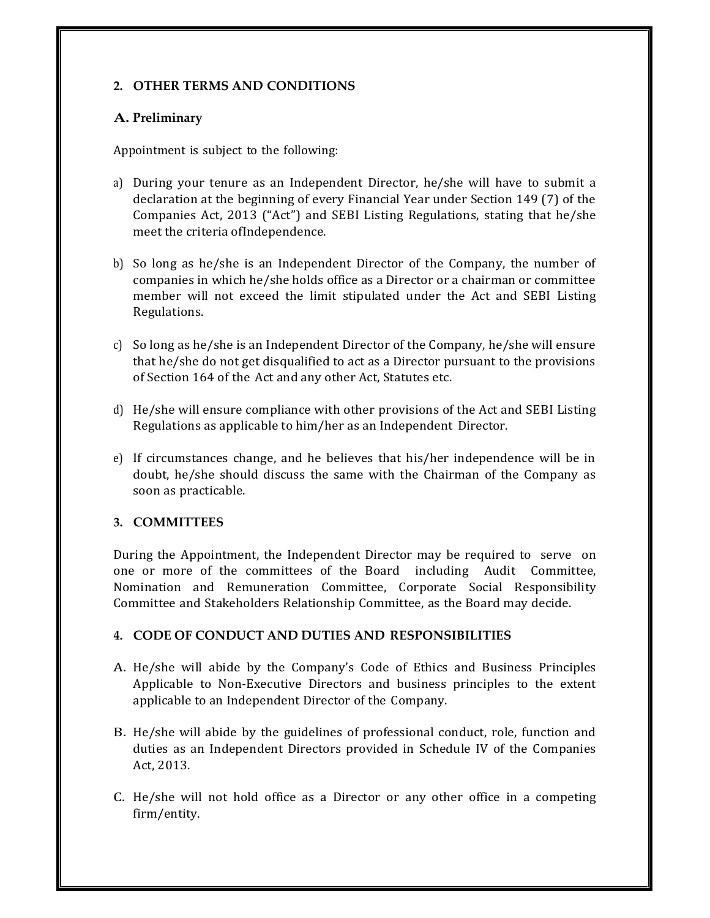## 2. OTHER TERMS AND CONDITIONS

### A. Preliminary

Appointment is subject to the following:

a) During your tenure as an Independent Director, he/she will have to submit a declaration at the beginning of every Financial Year under Section 149 (7) of the Companies Act, 2013 ("Act") and SEBI Listing Regulations, stating that he/she meet the criteria ofIndependence.

b) So long as he/she is an Independent Director of the Company, the number of companies in which he/she holds office as a Director or a chairman or committee member will not exceed the limit stipulated under the Act and SEBI Listing Regulations.

c) So long as he/she is an Independent Director of the Company, he/she will ensure that he/she do not get disqualified to act as a Director pursuant to the provisions of Section 164 of the Act and any other Act, Statutes etc.

d) He/she will ensure compliance with other provisions of the Act and SEBI Listing Regulations as applicable to him/her as an Independent Director.

e) If circumstances change, and he believes that his/her independence will be in doubt, he/she should discuss the same with the Chairman of the Company as soon as practicable.

## 3. COMMITTEES

During the Appointment, the Independent Director may be required to serve on one or more of the committees of the Board including Audit Committee, Nomination and Remuneration Committee, Corporate Social Responsibility Committee and Stakeholders Relationship Committee, as the Board may decide.

## 4. CODE OF CONDUCT AND DUTIES AND RESPONSIBILITIES

A. He/she will abide by the Company's Code of Ethics and Business Principles Applicable to Non-Executive Directors and business principles to the extent applicable to an Independent Director of the Company.

B. He/she will abide by the guidelines of professional conduct, role, function and duties as an Independent Directors provided in Schedule IV of the Companies Act, 2013.

C. He/she will not hold office as a Director or any other office in a competing firm/entity.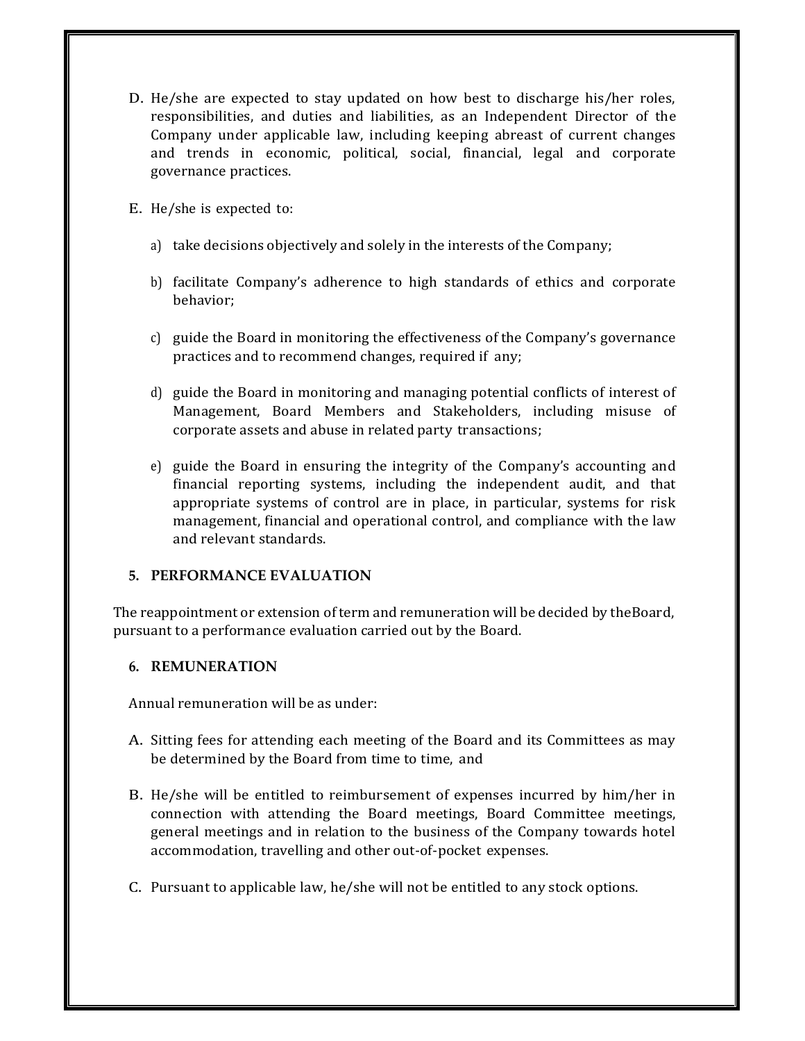D. He/she are expected to stay updated on how best to discharge his/her roles, responsibilities, and duties and liabilities, as an Independent Director of the Company under applicable law, including keeping abreast of current changes and trends in economic, political, social, financial, legal and corporate governance practices.

E. He/she is expected to:

  a) take decisions objectively and solely in the interests of the Company;

  b) facilitate Company's adherence to high standards of ethics and corporate behavior;

  c) guide the Board in monitoring the effectiveness of the Company's governance practices and to recommend changes, required if any;

  d) guide the Board in monitoring and managing potential conflicts of interest of Management, Board Members and Stakeholders, including misuse of corporate assets and abuse in related party transactions;

  e) guide the Board in ensuring the integrity of the Company's accounting and financial reporting systems, including the independent audit, and that appropriate systems of control are in place, in particular, systems for risk management, financial and operational control, and compliance with the law and relevant standards.

## 5. PERFORMANCE EVALUATION

The reappointment or extension of term and remuneration will be decided by theBoard, pursuant to a performance evaluation carried out by the Board.

## 6. REMUNERATION

Annual remuneration will be as under:

A. Sitting fees for attending each meeting of the Board and its Committees as may be determined by the Board from time to time, and

B. He/she will be entitled to reimbursement of expenses incurred by him/her in connection with attending the Board meetings, Board Committee meetings, general meetings and in relation to the business of the Company towards hotel accommodation, travelling and other out-of-pocket expenses.

C. Pursuant to applicable law, he/she will not be entitled to any stock options.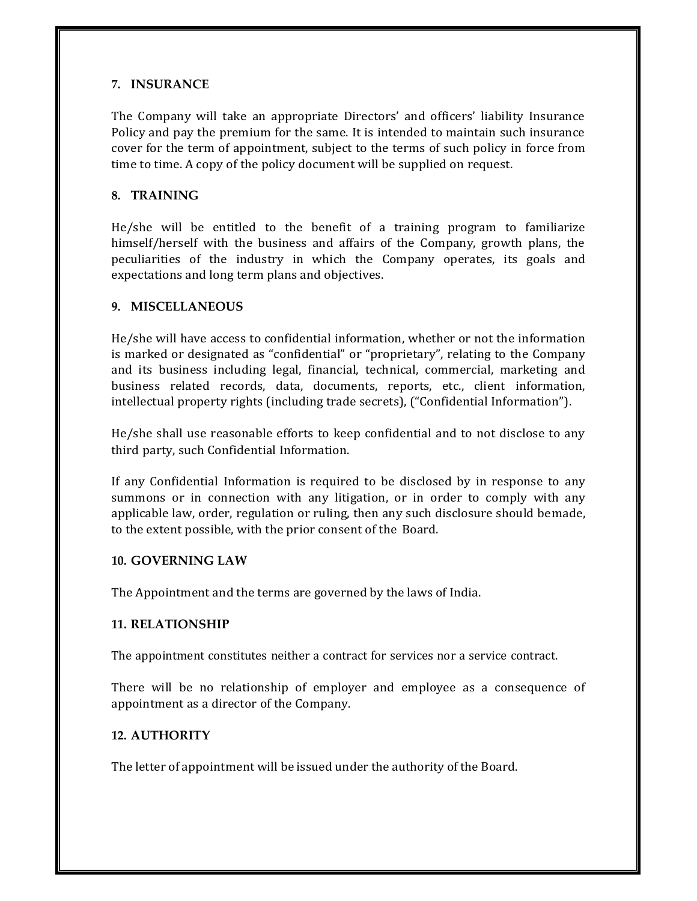## 7. INSURANCE

The Company will take an appropriate Directors' and officers' liability Insurance Policy and pay the premium for the same. It is intended to maintain such insurance cover for the term of appointment, subject to the terms of such policy in force from time to time. A copy of the policy document will be supplied on request.

## 8. TRAINING

He/she will be entitled to the benefit of a training program to familiarize himself/herself with the business and affairs of the Company, growth plans, the peculiarities of the industry in which the Company operates, its goals and expectations and long term plans and objectives.

## 9. MISCELLANEOUS

He/she will have access to confidential information, whether or not the information is marked or designated as "confidential" or "proprietary", relating to the Company and its business including legal, financial, technical, commercial, marketing and business related records, data, documents, reports, etc., client information, intellectual property rights (including trade secrets), ("Confidential Information").

He/she shall use reasonable efforts to keep confidential and to not disclose to any third party, such Confidential Information.

If any Confidential Information is required to be disclosed by in response to any summons or in connection with any litigation, or in order to comply with any applicable law, order, regulation or ruling, then any such disclosure should bemade, to the extent possible, with the prior consent of the Board.

## 10. GOVERNING LAW

The Appointment and the terms are governed by the laws of India.

## 11. RELATIONSHIP

The appointment constitutes neither a contract for services nor a service contract.

There will be no relationship of employer and employee as a consequence of appointment as a director of the Company.

## 12. AUTHORITY

The letter of appointment will be issued under the authority of the Board.